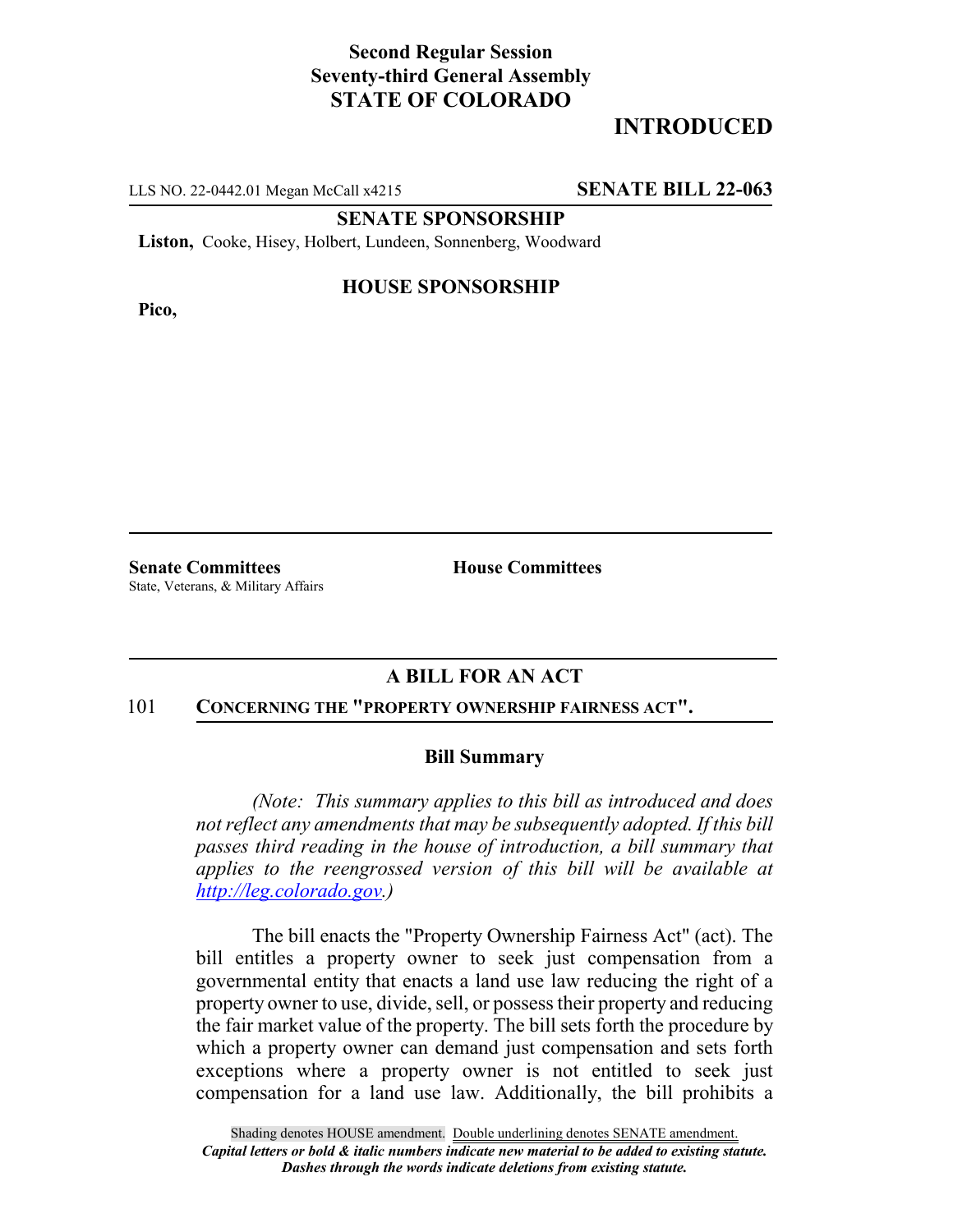**Second Regular Session**
**Seventy-third General Assembly**
**STATE OF COLORADO**

# INTRODUCED

LLS NO. 22-0442.01 Megan McCall x4215 **SENATE BILL 22-063**

**SENATE SPONSORSHIP**

**Liston,** Cooke, Hisey, Holbert, Lundeen, Sonnenberg, Woodward

**HOUSE SPONSORSHIP**

**Pico,**

**Senate Committees**
State, Veterans, & Military Affairs

**House Committees**

## A BILL FOR AN ACT

101 **CONCERNING THE "PROPERTY OWNERSHIP FAIRNESS ACT".**

### Bill Summary

*(Note: This summary applies to this bill as introduced and does not reflect any amendments that may be subsequently adopted. If this bill passes third reading in the house of introduction, a bill summary that applies to the reengrossed version of this bill will be available at http://leg.colorado.gov.)*

The bill enacts the "Property Ownership Fairness Act" (act). The bill entitles a property owner to seek just compensation from a governmental entity that enacts a land use law reducing the right of a property owner to use, divide, sell, or possess their property and reducing the fair market value of the property. The bill sets forth the procedure by which a property owner can demand just compensation and sets forth exceptions where a property owner is not entitled to seek just compensation for a land use law. Additionally, the bill prohibits a

Shading denotes HOUSE amendment. Double underlining denotes SENATE amendment.
*Capital letters or bold & italic numbers indicate new material to be added to existing statute.*
*Dashes through the words indicate deletions from existing statute.*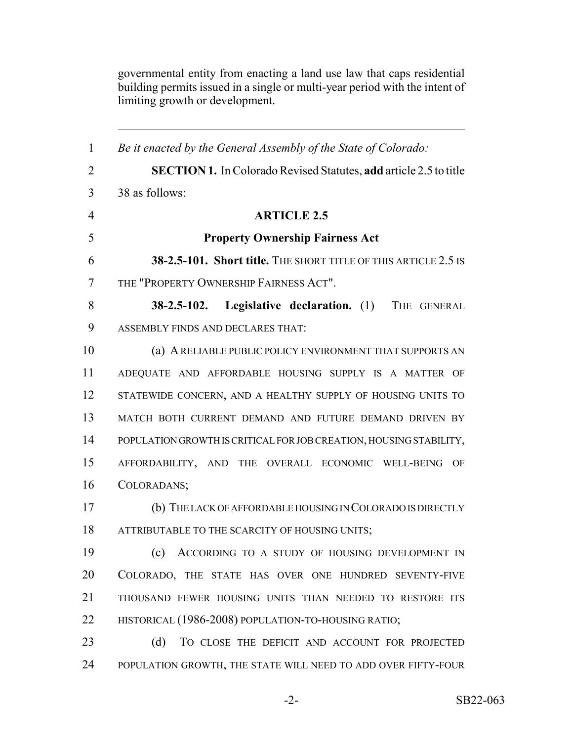governmental entity from enacting a land use law that caps residential building permits issued in a single or multi-year period with the intent of limiting growth or development.

---

*Be it enacted by the General Assembly of the State of Colorado:*

**SECTION 1.** In Colorado Revised Statutes, **add** article 2.5 to title 38 as follows:

**ARTICLE 2.5**

**Property Ownership Fairness Act**

**38-2.5-101. Short title.** THE SHORT TITLE OF THIS ARTICLE 2.5 IS THE "PROPERTY OWNERSHIP FAIRNESS ACT".

**38-2.5-102. Legislative declaration.** (1) THE GENERAL ASSEMBLY FINDS AND DECLARES THAT:

(a) A RELIABLE PUBLIC POLICY ENVIRONMENT THAT SUPPORTS AN ADEQUATE AND AFFORDABLE HOUSING SUPPLY IS A MATTER OF STATEWIDE CONCERN, AND A HEALTHY SUPPLY OF HOUSING UNITS TO MATCH BOTH CURRENT DEMAND AND FUTURE DEMAND DRIVEN BY POPULATION GROWTH IS CRITICAL FOR JOB CREATION, HOUSING STABILITY, AFFORDABILITY, AND THE OVERALL ECONOMIC WELL-BEING OF COLORADANS;

(b) THE LACK OF AFFORDABLE HOUSING IN COLORADO IS DIRECTLY ATTRIBUTABLE TO THE SCARCITY OF HOUSING UNITS;

(c) ACCORDING TO A STUDY OF HOUSING DEVELOPMENT IN COLORADO, THE STATE HAS OVER ONE HUNDRED SEVENTY-FIVE THOUSAND FEWER HOUSING UNITS THAN NEEDED TO RESTORE ITS HISTORICAL (1986-2008) POPULATION-TO-HOUSING RATIO;

(d) TO CLOSE THE DEFICIT AND ACCOUNT FOR PROJECTED POPULATION GROWTH, THE STATE WILL NEED TO ADD OVER FIFTY-FOUR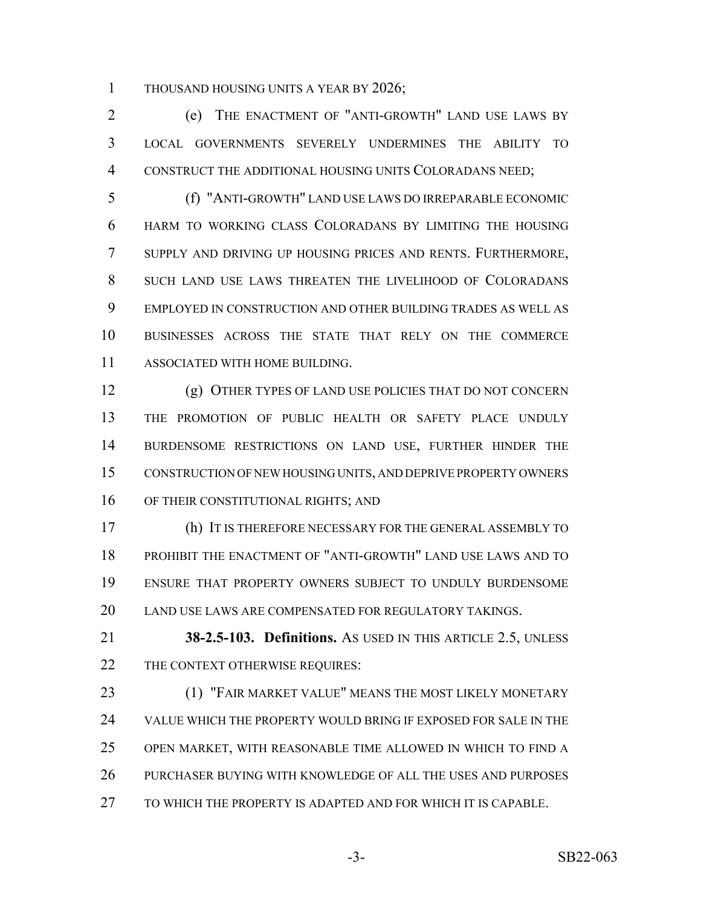THOUSAND HOUSING UNITS A YEAR BY 2026;

(e) THE ENACTMENT OF "ANTI-GROWTH" LAND USE LAWS BY LOCAL GOVERNMENTS SEVERELY UNDERMINES THE ABILITY TO CONSTRUCT THE ADDITIONAL HOUSING UNITS COLORADANS NEED;

(f) "ANTI-GROWTH" LAND USE LAWS DO IRREPARABLE ECONOMIC HARM TO WORKING CLASS COLORADANS BY LIMITING THE HOUSING SUPPLY AND DRIVING UP HOUSING PRICES AND RENTS. FURTHERMORE, SUCH LAND USE LAWS THREATEN THE LIVELIHOOD OF COLORADANS EMPLOYED IN CONSTRUCTION AND OTHER BUILDING TRADES AS WELL AS BUSINESSES ACROSS THE STATE THAT RELY ON THE COMMERCE ASSOCIATED WITH HOME BUILDING.

(g) OTHER TYPES OF LAND USE POLICIES THAT DO NOT CONCERN THE PROMOTION OF PUBLIC HEALTH OR SAFETY PLACE UNDULY BURDENSOME RESTRICTIONS ON LAND USE, FURTHER HINDER THE CONSTRUCTION OF NEW HOUSING UNITS, AND DEPRIVE PROPERTY OWNERS OF THEIR CONSTITUTIONAL RIGHTS; AND

(h) IT IS THEREFORE NECESSARY FOR THE GENERAL ASSEMBLY TO PROHIBIT THE ENACTMENT OF "ANTI-GROWTH" LAND USE LAWS AND TO ENSURE THAT PROPERTY OWNERS SUBJECT TO UNDULY BURDENSOME LAND USE LAWS ARE COMPENSATED FOR REGULATORY TAKINGS.

**38-2.5-103. Definitions.** AS USED IN THIS ARTICLE 2.5, UNLESS THE CONTEXT OTHERWISE REQUIRES:

(1) "FAIR MARKET VALUE" MEANS THE MOST LIKELY MONETARY VALUE WHICH THE PROPERTY WOULD BRING IF EXPOSED FOR SALE IN THE OPEN MARKET, WITH REASONABLE TIME ALLOWED IN WHICH TO FIND A PURCHASER BUYING WITH KNOWLEDGE OF ALL THE USES AND PURPOSES TO WHICH THE PROPERTY IS ADAPTED AND FOR WHICH IT IS CAPABLE.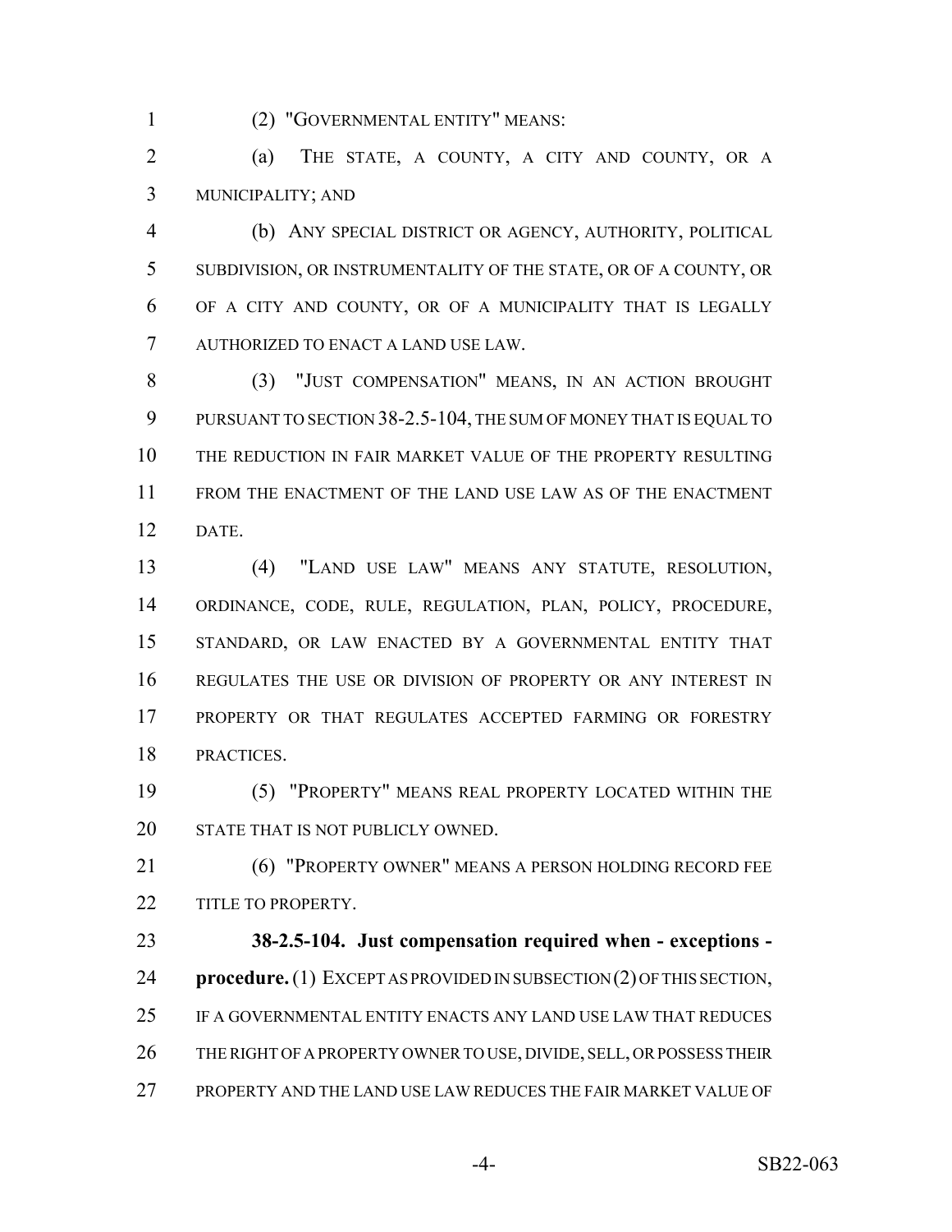(2) "GOVERNMENTAL ENTITY" MEANS:

(a) THE STATE, A COUNTY, A CITY AND COUNTY, OR A MUNICIPALITY; AND

(b) ANY SPECIAL DISTRICT OR AGENCY, AUTHORITY, POLITICAL SUBDIVISION, OR INSTRUMENTALITY OF THE STATE, OR OF A COUNTY, OR OF A CITY AND COUNTY, OR OF A MUNICIPALITY THAT IS LEGALLY AUTHORIZED TO ENACT A LAND USE LAW.

(3) "JUST COMPENSATION" MEANS, IN AN ACTION BROUGHT PURSUANT TO SECTION 38-2.5-104, THE SUM OF MONEY THAT IS EQUAL TO THE REDUCTION IN FAIR MARKET VALUE OF THE PROPERTY RESULTING FROM THE ENACTMENT OF THE LAND USE LAW AS OF THE ENACTMENT DATE.

(4) "LAND USE LAW" MEANS ANY STATUTE, RESOLUTION, ORDINANCE, CODE, RULE, REGULATION, PLAN, POLICY, PROCEDURE, STANDARD, OR LAW ENACTED BY A GOVERNMENTAL ENTITY THAT REGULATES THE USE OR DIVISION OF PROPERTY OR ANY INTEREST IN PROPERTY OR THAT REGULATES ACCEPTED FARMING OR FORESTRY PRACTICES.

(5) "PROPERTY" MEANS REAL PROPERTY LOCATED WITHIN THE STATE THAT IS NOT PUBLICLY OWNED.

(6) "PROPERTY OWNER" MEANS A PERSON HOLDING RECORD FEE TITLE TO PROPERTY.

**38-2.5-104. Just compensation required when - exceptions - procedure.** (1) EXCEPT AS PROVIDED IN SUBSECTION (2) OF THIS SECTION, IF A GOVERNMENTAL ENTITY ENACTS ANY LAND USE LAW THAT REDUCES THE RIGHT OF A PROPERTY OWNER TO USE, DIVIDE, SELL, OR POSSESS THEIR PROPERTY AND THE LAND USE LAW REDUCES THE FAIR MARKET VALUE OF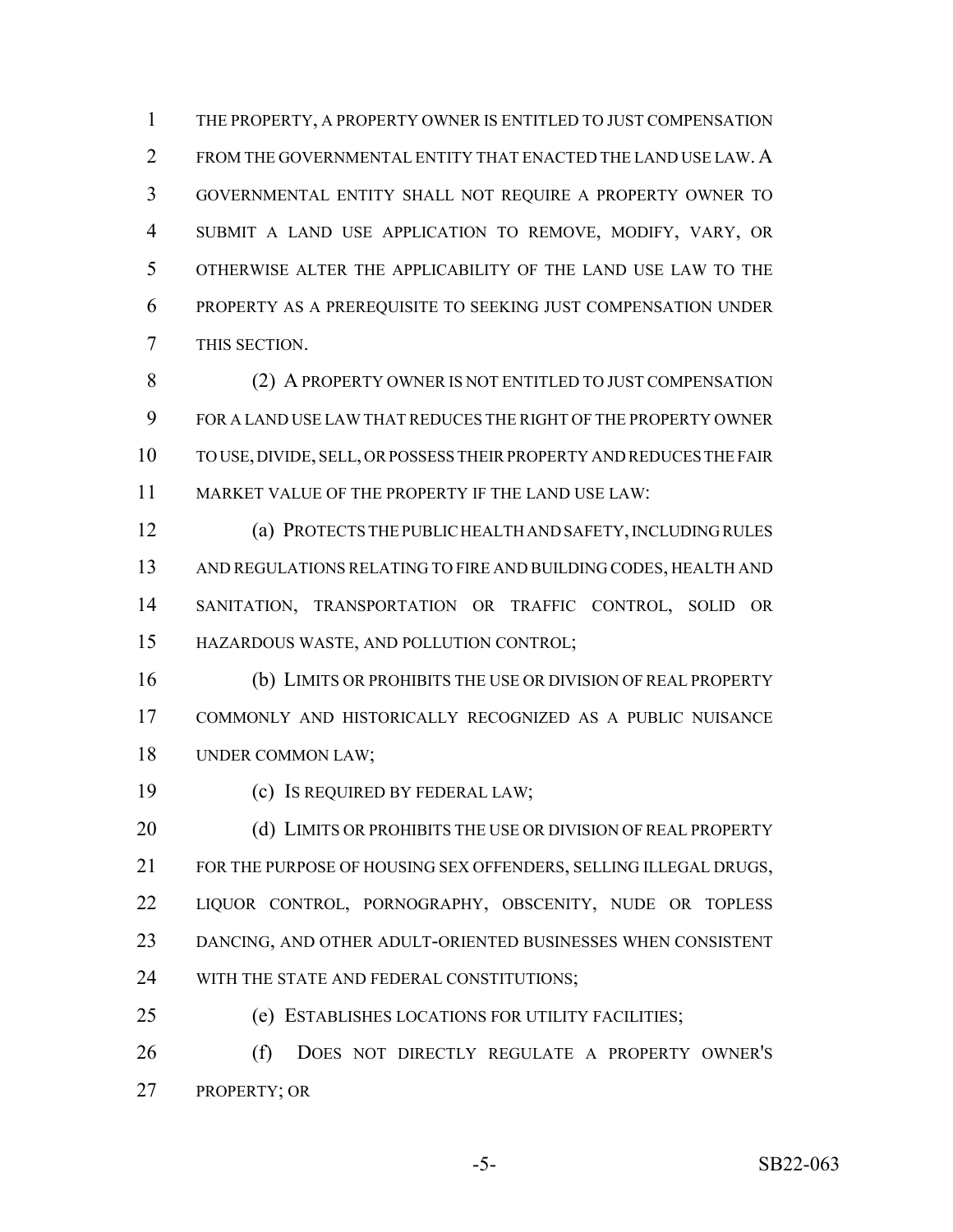THE PROPERTY, A PROPERTY OWNER IS ENTITLED TO JUST COMPENSATION FROM THE GOVERNMENTAL ENTITY THAT ENACTED THE LAND USE LAW. A GOVERNMENTAL ENTITY SHALL NOT REQUIRE A PROPERTY OWNER TO SUBMIT A LAND USE APPLICATION TO REMOVE, MODIFY, VARY, OR OTHERWISE ALTER THE APPLICABILITY OF THE LAND USE LAW TO THE PROPERTY AS A PREREQUISITE TO SEEKING JUST COMPENSATION UNDER THIS SECTION.

(2) A PROPERTY OWNER IS NOT ENTITLED TO JUST COMPENSATION FOR A LAND USE LAW THAT REDUCES THE RIGHT OF THE PROPERTY OWNER TO USE, DIVIDE, SELL, OR POSSESS THEIR PROPERTY AND REDUCES THE FAIR MARKET VALUE OF THE PROPERTY IF THE LAND USE LAW:

(a) PROTECTS THE PUBLIC HEALTH AND SAFETY, INCLUDING RULES AND REGULATIONS RELATING TO FIRE AND BUILDING CODES, HEALTH AND SANITATION, TRANSPORTATION OR TRAFFIC CONTROL, SOLID OR HAZARDOUS WASTE, AND POLLUTION CONTROL;

(b) LIMITS OR PROHIBITS THE USE OR DIVISION OF REAL PROPERTY COMMONLY AND HISTORICALLY RECOGNIZED AS A PUBLIC NUISANCE UNDER COMMON LAW;

(c) IS REQUIRED BY FEDERAL LAW;

(d) LIMITS OR PROHIBITS THE USE OR DIVISION OF REAL PROPERTY FOR THE PURPOSE OF HOUSING SEX OFFENDERS, SELLING ILLEGAL DRUGS, LIQUOR CONTROL, PORNOGRAPHY, OBSCENITY, NUDE OR TOPLESS DANCING, AND OTHER ADULT-ORIENTED BUSINESSES WHEN CONSISTENT WITH THE STATE AND FEDERAL CONSTITUTIONS;

(e) ESTABLISHES LOCATIONS FOR UTILITY FACILITIES;

(f) DOES NOT DIRECTLY REGULATE A PROPERTY OWNER'S PROPERTY; OR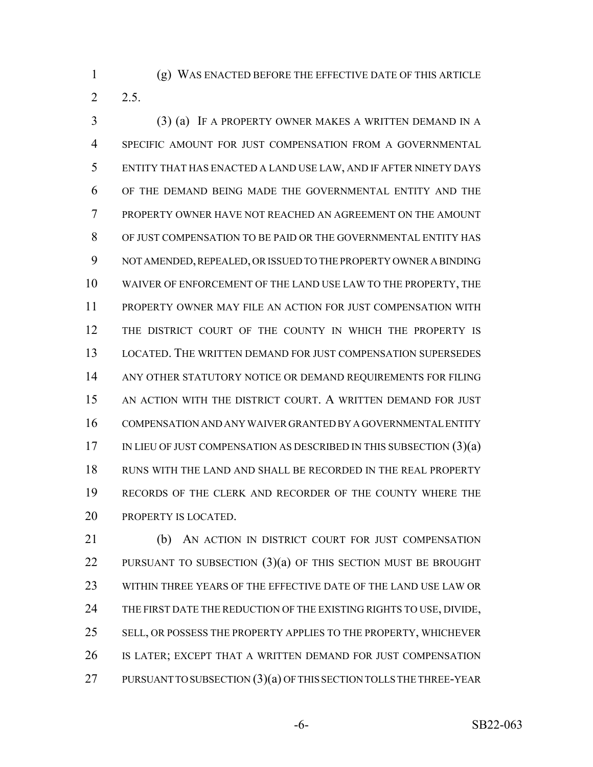(g) WAS ENACTED BEFORE THE EFFECTIVE DATE OF THIS ARTICLE 2.5.

(3) (a) IF A PROPERTY OWNER MAKES A WRITTEN DEMAND IN A SPECIFIC AMOUNT FOR JUST COMPENSATION FROM A GOVERNMENTAL ENTITY THAT HAS ENACTED A LAND USE LAW, AND IF AFTER NINETY DAYS OF THE DEMAND BEING MADE THE GOVERNMENTAL ENTITY AND THE PROPERTY OWNER HAVE NOT REACHED AN AGREEMENT ON THE AMOUNT OF JUST COMPENSATION TO BE PAID OR THE GOVERNMENTAL ENTITY HAS NOT AMENDED, REPEALED, OR ISSUED TO THE PROPERTY OWNER A BINDING WAIVER OF ENFORCEMENT OF THE LAND USE LAW TO THE PROPERTY, THE PROPERTY OWNER MAY FILE AN ACTION FOR JUST COMPENSATION WITH THE DISTRICT COURT OF THE COUNTY IN WHICH THE PROPERTY IS LOCATED. THE WRITTEN DEMAND FOR JUST COMPENSATION SUPERSEDES ANY OTHER STATUTORY NOTICE OR DEMAND REQUIREMENTS FOR FILING AN ACTION WITH THE DISTRICT COURT. A WRITTEN DEMAND FOR JUST COMPENSATION AND ANY WAIVER GRANTED BY A GOVERNMENTAL ENTITY IN LIEU OF JUST COMPENSATION AS DESCRIBED IN THIS SUBSECTION (3)(a) RUNS WITH THE LAND AND SHALL BE RECORDED IN THE REAL PROPERTY RECORDS OF THE CLERK AND RECORDER OF THE COUNTY WHERE THE PROPERTY IS LOCATED.

(b) AN ACTION IN DISTRICT COURT FOR JUST COMPENSATION PURSUANT TO SUBSECTION (3)(a) OF THIS SECTION MUST BE BROUGHT WITHIN THREE YEARS OF THE EFFECTIVE DATE OF THE LAND USE LAW OR THE FIRST DATE THE REDUCTION OF THE EXISTING RIGHTS TO USE, DIVIDE, SELL, OR POSSESS THE PROPERTY APPLIES TO THE PROPERTY, WHICHEVER IS LATER; EXCEPT THAT A WRITTEN DEMAND FOR JUST COMPENSATION PURSUANT TO SUBSECTION (3)(a) OF THIS SECTION TOLLS THE THREE-YEAR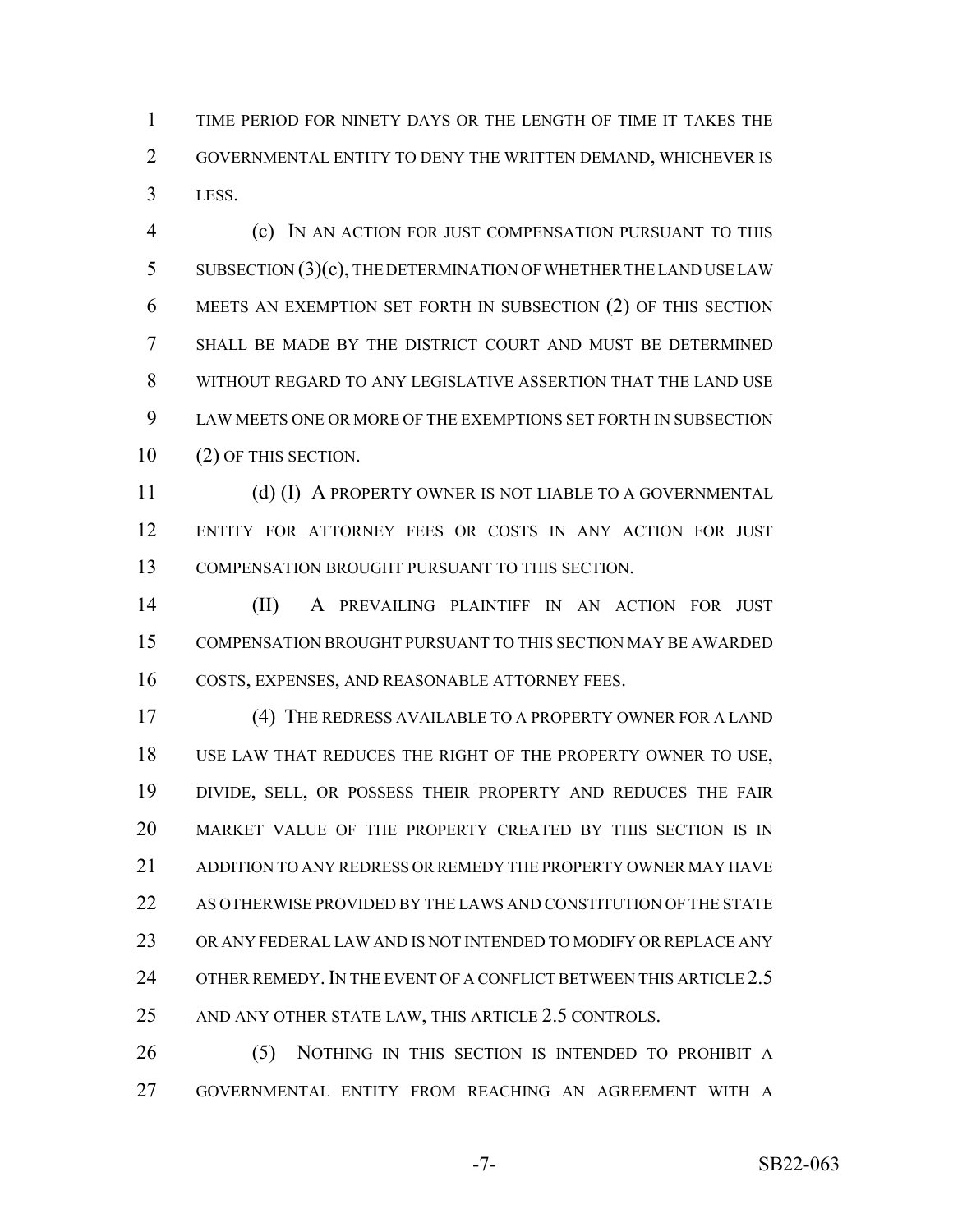TIME PERIOD FOR NINETY DAYS OR THE LENGTH OF TIME IT TAKES THE GOVERNMENTAL ENTITY TO DENY THE WRITTEN DEMAND, WHICHEVER IS LESS.

(c) IN AN ACTION FOR JUST COMPENSATION PURSUANT TO THIS SUBSECTION (3)(c), THE DETERMINATION OF WHETHER THE LAND USE LAW MEETS AN EXEMPTION SET FORTH IN SUBSECTION (2) OF THIS SECTION SHALL BE MADE BY THE DISTRICT COURT AND MUST BE DETERMINED WITHOUT REGARD TO ANY LEGISLATIVE ASSERTION THAT THE LAND USE LAW MEETS ONE OR MORE OF THE EXEMPTIONS SET FORTH IN SUBSECTION (2) OF THIS SECTION.

(d) (I) A PROPERTY OWNER IS NOT LIABLE TO A GOVERNMENTAL ENTITY FOR ATTORNEY FEES OR COSTS IN ANY ACTION FOR JUST COMPENSATION BROUGHT PURSUANT TO THIS SECTION.

(II) A PREVAILING PLAINTIFF IN AN ACTION FOR JUST COMPENSATION BROUGHT PURSUANT TO THIS SECTION MAY BE AWARDED COSTS, EXPENSES, AND REASONABLE ATTORNEY FEES.

(4) THE REDRESS AVAILABLE TO A PROPERTY OWNER FOR A LAND USE LAW THAT REDUCES THE RIGHT OF THE PROPERTY OWNER TO USE, DIVIDE, SELL, OR POSSESS THEIR PROPERTY AND REDUCES THE FAIR MARKET VALUE OF THE PROPERTY CREATED BY THIS SECTION IS IN ADDITION TO ANY REDRESS OR REMEDY THE PROPERTY OWNER MAY HAVE AS OTHERWISE PROVIDED BY THE LAWS AND CONSTITUTION OF THE STATE OR ANY FEDERAL LAW AND IS NOT INTENDED TO MODIFY OR REPLACE ANY OTHER REMEDY. IN THE EVENT OF A CONFLICT BETWEEN THIS ARTICLE 2.5 AND ANY OTHER STATE LAW, THIS ARTICLE 2.5 CONTROLS.

(5) NOTHING IN THIS SECTION IS INTENDED TO PROHIBIT A GOVERNMENTAL ENTITY FROM REACHING AN AGREEMENT WITH A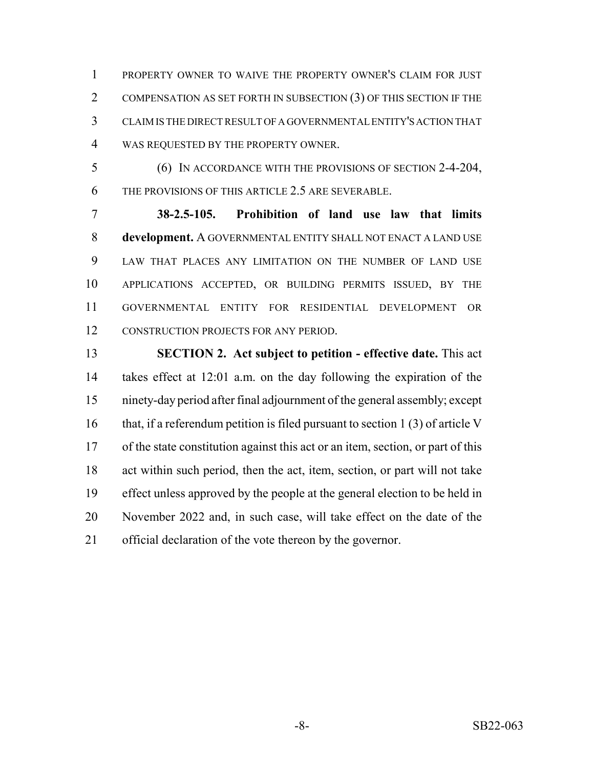PROPERTY OWNER TO WAIVE THE PROPERTY OWNER'S CLAIM FOR JUST COMPENSATION AS SET FORTH IN SUBSECTION (3) OF THIS SECTION IF THE CLAIM IS THE DIRECT RESULT OF A GOVERNMENTAL ENTITY'S ACTION THAT WAS REQUESTED BY THE PROPERTY OWNER.

(6) IN ACCORDANCE WITH THE PROVISIONS OF SECTION 2-4-204, THE PROVISIONS OF THIS ARTICLE 2.5 ARE SEVERABLE.

**38-2.5-105. Prohibition of land use law that limits development.** A GOVERNMENTAL ENTITY SHALL NOT ENACT A LAND USE LAW THAT PLACES ANY LIMITATION ON THE NUMBER OF LAND USE APPLICATIONS ACCEPTED, OR BUILDING PERMITS ISSUED, BY THE GOVERNMENTAL ENTITY FOR RESIDENTIAL DEVELOPMENT OR CONSTRUCTION PROJECTS FOR ANY PERIOD.

**SECTION 2. Act subject to petition - effective date.** This act takes effect at 12:01 a.m. on the day following the expiration of the ninety-day period after final adjournment of the general assembly; except that, if a referendum petition is filed pursuant to section 1 (3) of article V of the state constitution against this act or an item, section, or part of this act within such period, then the act, item, section, or part will not take effect unless approved by the people at the general election to be held in November 2022 and, in such case, will take effect on the date of the official declaration of the vote thereon by the governor.